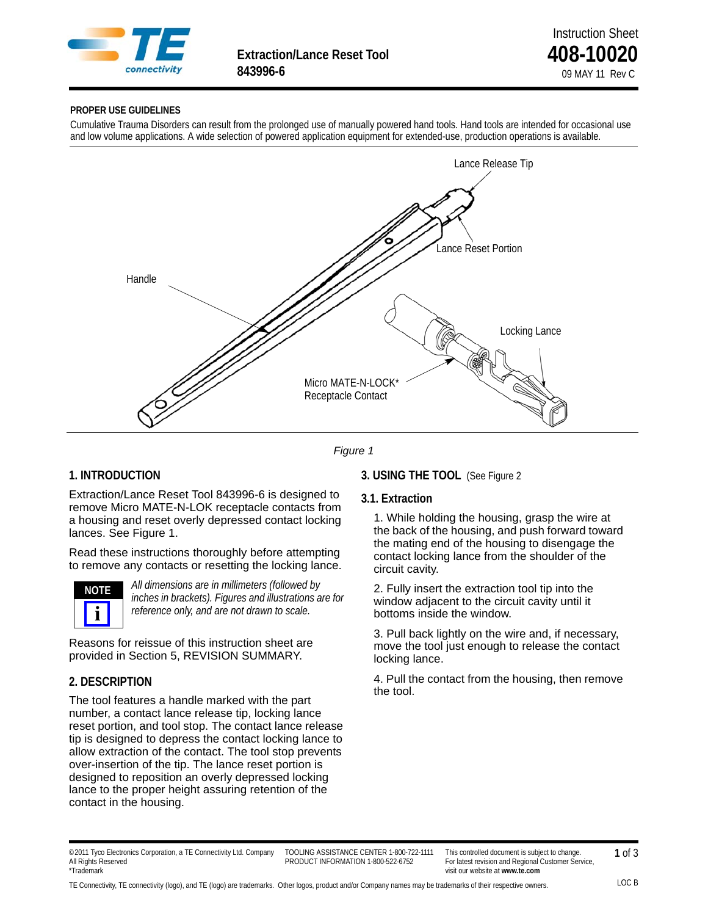# Extraction/Lance Reset Tool 843996-6

Instruction Sheet
**408-10020**
09 MAY 11 Rev C

**PROPER USE GUIDELINES**

Cumulative Trauma Disorders can result from the prolonged use of manually powered hand tools. Hand tools are intended for occasional use and low volume applications. A wide selection of powered application equipment for extended-use, production operations is available.

Lance Release Tip

Lance Reset Portion

Handle

Locking Lance

Micro MATE-N-LOCK* Receptacle Contact

*Figure 1*

## 1. INTRODUCTION

Extraction/Lance Reset Tool 843996-6 is designed to remove Micro MATE-N-LOK receptacle contacts from a housing and reset overly depressed contact locking lances. See Figure 1.

Read these instructions thoroughly before attempting to remove any contacts or resetting the locking lance.

**NOTE**

*All dimensions are in millimeters (followed by inches in brackets). Figures and illustrations are for reference only, and are not drawn to scale.*

Reasons for reissue of this instruction sheet are provided in Section 5, REVISION SUMMARY.

## 2. DESCRIPTION

The tool features a handle marked with the part number, a contact lance release tip, locking lance reset portion, and tool stop. The contact lance release tip is designed to depress the contact locking lance to allow extraction of the contact. The tool stop prevents over-insertion of the tip. The lance reset portion is designed to reposition an overly depressed locking lance to the proper height assuring retention of the contact in the housing.

## 3. USING THE TOOL (See Figure 2

### 3.1. Extraction

1. While holding the housing, grasp the wire at the back of the housing, and push forward toward the mating end of the housing to disengage the contact locking lance from the shoulder of the circuit cavity.

2. Fully insert the extraction tool tip into the window adjacent to the circuit cavity until it bottoms inside the window.

3. Pull back lightly on the wire and, if necessary, move the tool just enough to release the contact locking lance.

4. Pull the contact from the housing, then remove the tool.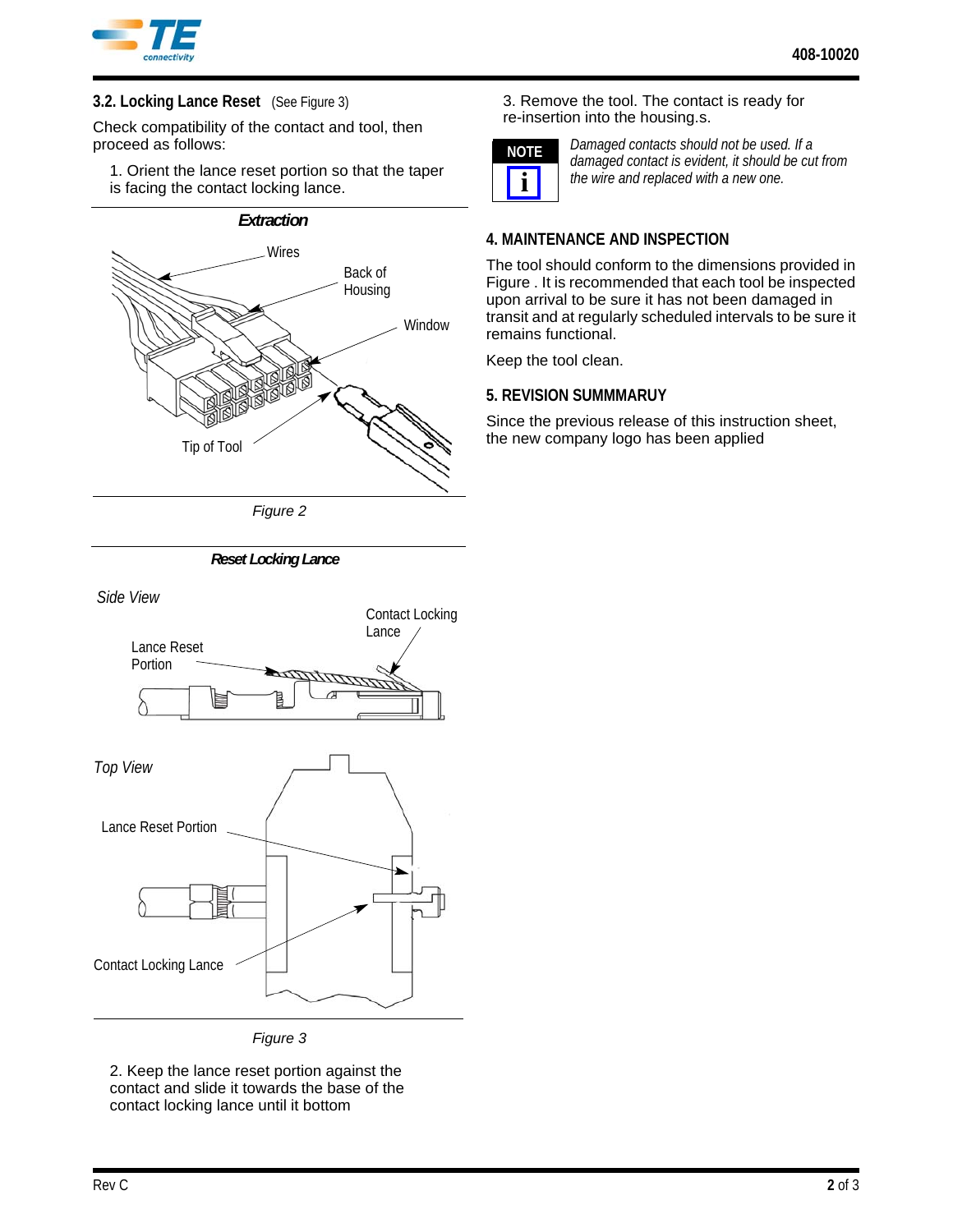### 3.2. Locking Lance Reset (See Figure 3)

Check compatibility of the contact and tool, then proceed as follows:

1. Orient the lance reset portion so that the taper is facing the contact locking lance.

***Extraction***

Wires

Back of Housing

Window

Tip of Tool

*Figure 2*

***Reset Locking Lance***

*Side View*

Contact Locking Lance

Lance Reset Portion

*Top View*

Lance Reset Portion

Contact Locking Lance

*Figure 3*

2. Keep the lance reset portion against the contact and slide it towards the base of the contact locking lance until it bottom

3. Remove the tool. The contact is ready for re-insertion into the housing.s.

**NOTE**

*Damaged contacts should not be used. If a damaged contact is evident, it should be cut from the wire and replaced with a new one.*

## 4. MAINTENANCE AND INSPECTION

The tool should conform to the dimensions provided in Figure . It is recommended that each tool be inspected upon arrival to be sure it has not been damaged in transit and at regularly scheduled intervals to be sure it remains functional.

Keep the tool clean.

## 5. REVISION SUMMMARUY

Since the previous release of this instruction sheet, the new company logo has been applied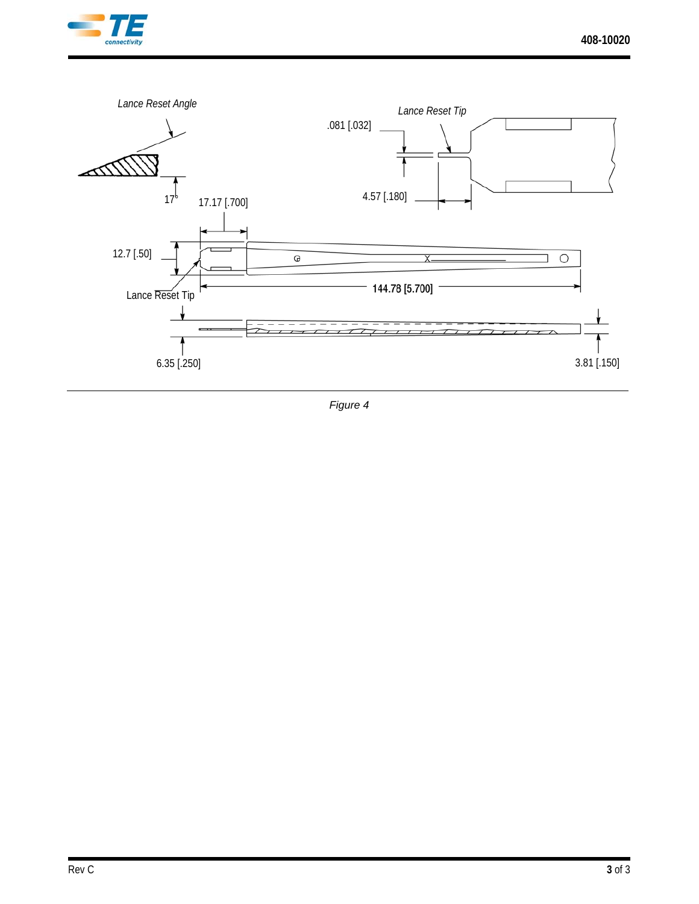Lance Reset Angle

17°

Lance Reset Tip

.081 [.032]

4.57 [.180]

17.17 [.700]

12.7 [.50]

Lance Reset Tip

144.78 [5.700]

6.35 [.250]

3.81 [.150]

*Figure 4*